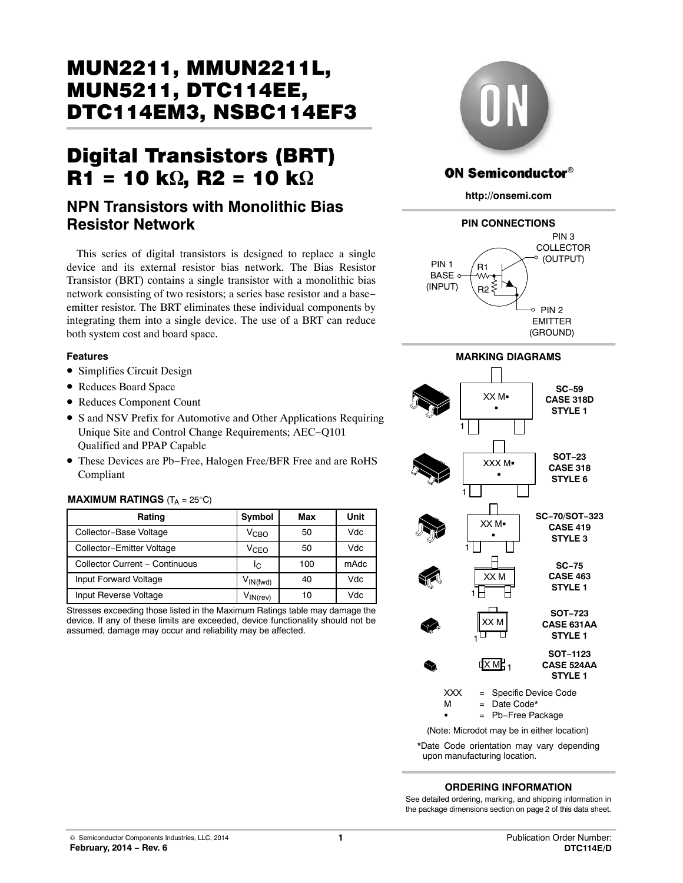# MUN2211, MMUN2211L, MUN5211, DTC114EE, DTC114EM3, NSBC114EF3

# Digital Transistors (BRT) R1 = 10 kΩ, R2 = 10 kΩ

## NPN Transistors with Monolithic Bias Resistor Network

This series of digital transistors is designed to replace a single device and its external resistor bias network. The Bias Resistor Transistor (BRT) contains a single transistor with a monolithic bias network consisting of two resistors; a series base resistor and a base−emitter resistor. The BRT eliminates these individual components by integrating them into a single device. The use of a BRT can reduce both system cost and board space.

### Features

- Simplifies Circuit Design
- Reduces Board Space
- Reduces Component Count
- S and NSV Prefix for Automotive and Other Applications Requiring Unique Site and Control Change Requirements; AEC−Q101 Qualified and PPAP Capable
- These Devices are Pb−Free, Halogen Free/BFR Free and are RoHS Compliant

**MAXIMUM RATINGS** ($T_A$ = 25°C)

| Rating | Symbol | Max | Unit |
|---|---|---|---|
| Collector−Base Voltage | $V_{CBO}$ | 50 | Vdc |
| Collector−Emitter Voltage | $V_{CEO}$ | 50 | Vdc |
| Collector Current − Continuous | $I_C$ | 100 | mAdc |
| Input Forward Voltage | $V_{IN(fwd)}$ | 40 | Vdc |
| Input Reverse Voltage | $V_{IN(rev)}$ | 10 | Vdc |

Stresses exceeding those listed in the Maximum Ratings table may damage the device. If any of these limits are exceeded, device functionality should not be assumed, damage may occur and reliability may be affected.

**ON Semiconductor®**

**http://onsemi.com**

**PIN CONNECTIONS**

PIN 1 BASE (INPUT), R1, R2, PIN 3 COLLECTOR (OUTPUT), PIN 2 EMITTER (GROUND)

**MARKING DIAGRAMS**

| Marking | Package |
|---|---|
| XX M▪ ▪ | SC−59 CASE 318D STYLE 1 |
| XXX M▪ ▪ | SOT−23 CASE 318 STYLE 6 |
| XX M▪ ▪ | SC−70/SOT−323 CASE 419 STYLE 3 |
| XX M | SC−75 CASE 463 STYLE 1 |
| XX M | SOT−723 CASE 631AA STYLE 1 |
| X M | SOT−1123 CASE 524AA STYLE 1 |

XXX = Specific Device Code
M = Date Code*
▪ = Pb−Free Package

(Note: Microdot may be in either location)

*Date Code orientation may vary depending upon manufacturing location.

**ORDERING INFORMATION**

See detailed ordering, marking, and shipping information in the package dimensions section on page 2 of this data sheet.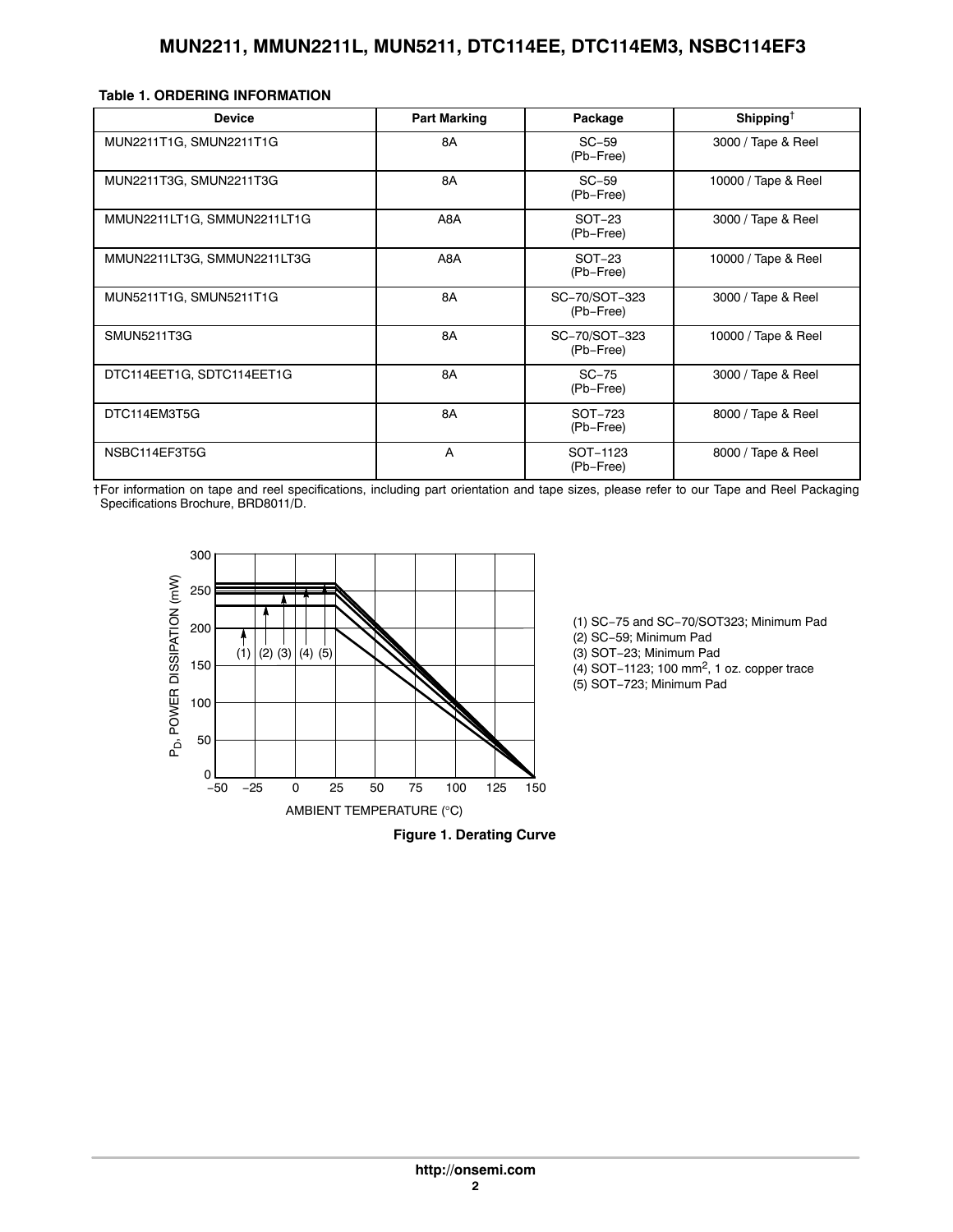**Table 1. ORDERING INFORMATION**

| Device | Part Marking | Package | Shipping† |
|---|---|---|---|
| MUN2211T1G, SMUN2211T1G | 8A | SC−59 (Pb−Free) | 3000 / Tape & Reel |
| MUN2211T3G, SMUN2211T3G | 8A | SC−59 (Pb−Free) | 10000 / Tape & Reel |
| MMUN2211LT1G, SMMUN2211LT1G | A8A | SOT−23 (Pb−Free) | 3000 / Tape & Reel |
| MMUN2211LT3G, SMMUN2211LT3G | A8A | SOT−23 (Pb−Free) | 10000 / Tape & Reel |
| MUN5211T1G, SMUN5211T1G | 8A | SC−70/SOT−323 (Pb−Free) | 3000 / Tape & Reel |
| SMUN5211T3G | 8A | SC−70/SOT−323 (Pb−Free) | 10000 / Tape & Reel |
| DTC114EET1G, SDTC114EET1G | 8A | SC−75 (Pb−Free) | 3000 / Tape & Reel |
| DTC114EM3T5G | 8A | SOT−723 (Pb−Free) | 8000 / Tape & Reel |
| NSBC114EF3T5G | A | SOT−1123 (Pb−Free) | 8000 / Tape & Reel |

†For information on tape and reel specifications, including part orientation and tape sizes, please refer to our Tape and Reel Packaging Specifications Brochure, BRD8011/D.

(1) SC−75 and SC−70/SOT323; Minimum Pad
(2) SC−59; Minimum Pad
(3) SOT−23; Minimum Pad
(4) SOT−1123; 100 mm$^2$, 1 oz. copper trace
(5) SOT−723; Minimum Pad

**Figure 1. Derating Curve**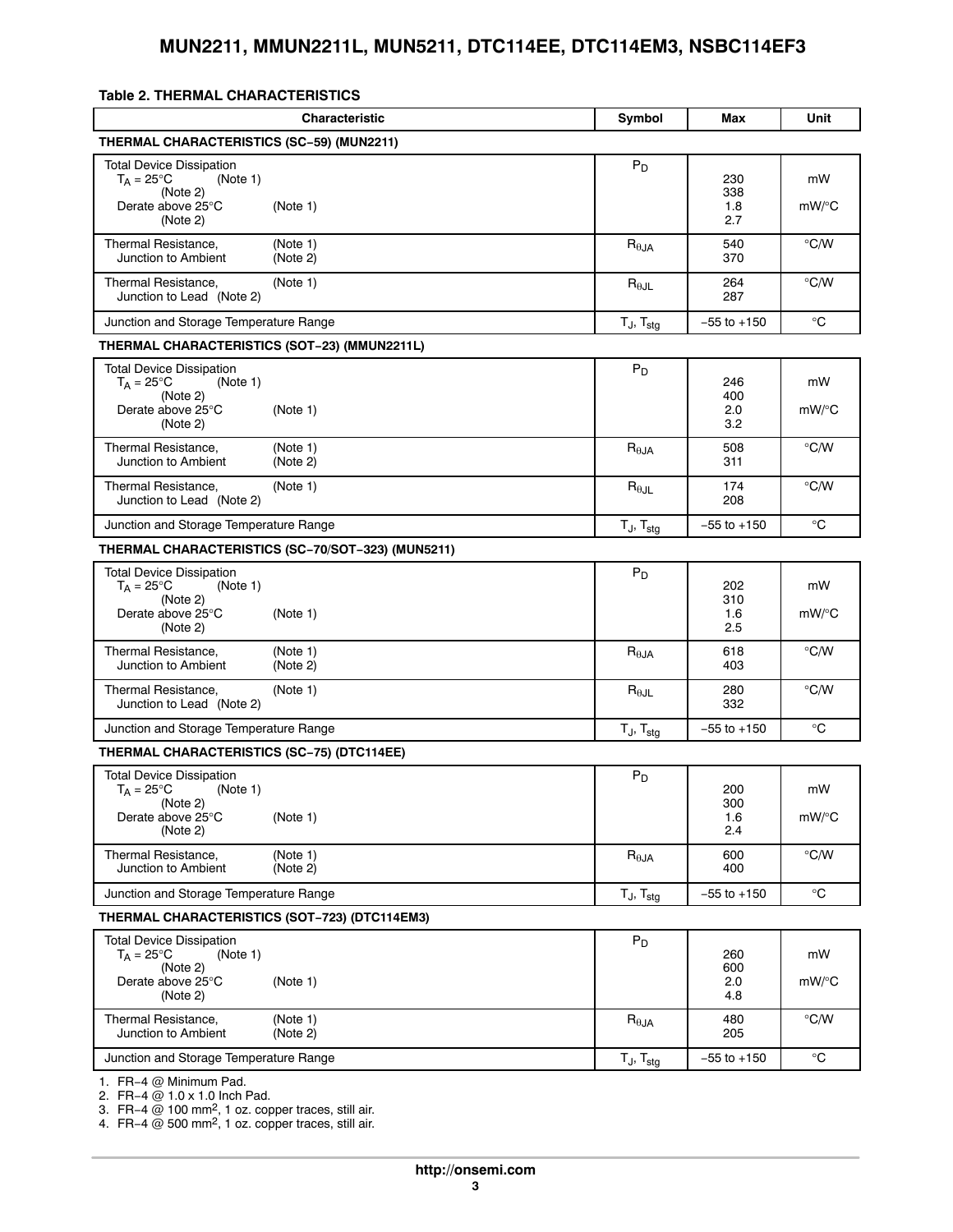**Table 2. THERMAL CHARACTERISTICS**

| Characteristic | Symbol | Max | Unit |
|---|---|---|---|
| **THERMAL CHARACTERISTICS (SC−59) (MUN2211)** | | | |
| Total Device Dissipation<br>$T_A = 25°C$ (Note 1)<br>(Note 2)<br>Derate above 25°C (Note 1)<br>(Note 2) | $P_D$ | 230<br>338<br>1.8<br>2.7 | mW<br><br>mW/°C |
| Thermal Resistance, Junction to Ambient (Note 1)<br>(Note 2) | $R_{\theta JA}$ | 540<br>370 | °C/W |
| Thermal Resistance, Junction to Lead (Note 1)<br>(Note 2) | $R_{\theta JL}$ | 264<br>287 | °C/W |
| Junction and Storage Temperature Range | $T_J$, $T_{stg}$ | −55 to +150 | °C |
| **THERMAL CHARACTERISTICS (SOT−23) (MMUN2211L)** | | | |
| Total Device Dissipation<br>$T_A = 25°C$ (Note 1)<br>(Note 2)<br>Derate above 25°C (Note 1)<br>(Note 2) | $P_D$ | 246<br>400<br>2.0<br>3.2 | mW<br><br>mW/°C |
| Thermal Resistance, Junction to Ambient (Note 1)<br>(Note 2) | $R_{\theta JA}$ | 508<br>311 | °C/W |
| Thermal Resistance, Junction to Lead (Note 1)<br>(Note 2) | $R_{\theta JL}$ | 174<br>208 | °C/W |
| Junction and Storage Temperature Range | $T_J$, $T_{stg}$ | −55 to +150 | °C |
| **THERMAL CHARACTERISTICS (SC−70/SOT−323) (MUN5211)** | | | |
| Total Device Dissipation<br>$T_A = 25°C$ (Note 1)<br>(Note 2)<br>Derate above 25°C (Note 1)<br>(Note 2) | $P_D$ | 202<br>310<br>1.6<br>2.5 | mW<br><br>mW/°C |
| Thermal Resistance, Junction to Ambient (Note 1)<br>(Note 2) | $R_{\theta JA}$ | 618<br>403 | °C/W |
| Thermal Resistance, Junction to Lead (Note 1)<br>(Note 2) | $R_{\theta JL}$ | 280<br>332 | °C/W |
| Junction and Storage Temperature Range | $T_J$, $T_{stg}$ | −55 to +150 | °C |
| **THERMAL CHARACTERISTICS (SC−75) (DTC114EE)** | | | |
| Total Device Dissipation<br>$T_A = 25°C$ (Note 1)<br>(Note 2)<br>Derate above 25°C (Note 1)<br>(Note 2) | $P_D$ | 200<br>300<br>1.6<br>2.4 | mW<br><br>mW/°C |
| Thermal Resistance, Junction to Ambient (Note 1)<br>(Note 2) | $R_{\theta JA}$ | 600<br>400 | °C/W |
| Junction and Storage Temperature Range | $T_J$, $T_{stg}$ | −55 to +150 | °C |
| **THERMAL CHARACTERISTICS (SOT−723) (DTC114EM3)** | | | |
| Total Device Dissipation<br>$T_A = 25°C$ (Note 1)<br>(Note 2)<br>Derate above 25°C (Note 1)<br>(Note 2) | $P_D$ | 260<br>600<br>2.0<br>4.8 | mW<br><br>mW/°C |
| Thermal Resistance, Junction to Ambient (Note 1)<br>(Note 2) | $R_{\theta JA}$ | 480<br>205 | °C/W |
| Junction and Storage Temperature Range | $T_J$, $T_{stg}$ | −55 to +150 | °C |

1. FR−4 @ Minimum Pad.
2. FR−4 @ 1.0 x 1.0 Inch Pad.
3. FR−4 @ 100 $mm^2$, 1 oz. copper traces, still air.
4. FR−4 @ 500 $mm^2$, 1 oz. copper traces, still air.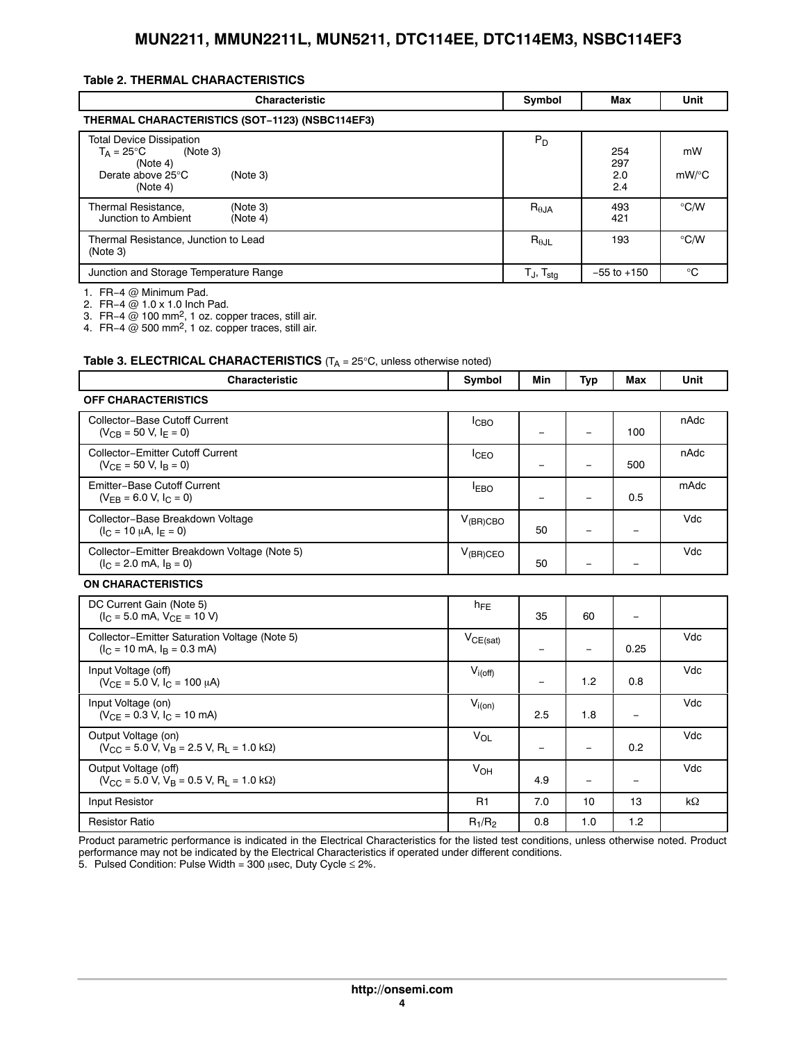**Table 2. THERMAL CHARACTERISTICS**

| Characteristic | Symbol | Max | Unit |
|---|---|---|---|
| **THERMAL CHARACTERISTICS (SOT−1123) (NSBC114EF3)** | | | |
| Total Device Dissipation<br>$T_A = 25°C$ (Note 3)<br>(Note 4)<br>Derate above 25°C (Note 3)<br>(Note 4) | $P_D$ | <br>254<br>297<br>2.0<br>2.4 | <br>mW<br><br>mW/°C |
| Thermal Resistance, Junction to Ambient (Note 3)<br>(Note 4) | $R_{θJA}$ | 493<br>421 | °C/W |
| Thermal Resistance, Junction to Lead (Note 3) | $R_{θJL}$ | 193 | °C/W |
| Junction and Storage Temperature Range | $T_J$, $T_{stg}$ | −55 to +150 | °C |

1. FR−4 @ Minimum Pad.
2. FR−4 @ 1.0 x 1.0 Inch Pad.
3. FR−4 @ 100 mm², 1 oz. copper traces, still air.
4. FR−4 @ 500 mm², 1 oz. copper traces, still air.

**Table 3. ELECTRICAL CHARACTERISTICS** ($T_A$ = 25°C, unless otherwise noted)

| Characteristic | Symbol | Min | Typ | Max | Unit |
|---|---|---|---|---|---|
| **OFF CHARACTERISTICS** | | | | | |
| Collector−Base Cutoff Current ($V_{CB}$ = 50 V, $I_E$ = 0) | $I_{CBO}$ | – | – | 100 | nAdc |
| Collector−Emitter Cutoff Current ($V_{CE}$ = 50 V, $I_B$ = 0) | $I_{CEO}$ | – | – | 500 | nAdc |
| Emitter−Base Cutoff Current ($V_{EB}$ = 6.0 V, $I_C$ = 0) | $I_{EBO}$ | – | – | 0.5 | mAdc |
| Collector−Base Breakdown Voltage ($I_C$ = 10 μA, $I_E$ = 0) | $V_{(BR)CBO}$ | 50 | – | – | Vdc |
| Collector−Emitter Breakdown Voltage (Note 5) ($I_C$ = 2.0 mA, $I_B$ = 0) | $V_{(BR)CEO}$ | 50 | – | – | Vdc |
| **ON CHARACTERISTICS** | | | | | |
| DC Current Gain (Note 5) ($I_C$ = 5.0 mA, $V_{CE}$ = 10 V) | $h_{FE}$ | 35 | 60 | – | |
| Collector−Emitter Saturation Voltage (Note 5) ($I_C$ = 10 mA, $I_B$ = 0.3 mA) | $V_{CE(sat)}$ | – | – | 0.25 | Vdc |
| Input Voltage (off) ($V_{CE}$ = 5.0 V, $I_C$ = 100 μA) | $V_{i(off)}$ | – | 1.2 | 0.8 | Vdc |
| Input Voltage (on) ($V_{CE}$ = 0.3 V, $I_C$ = 10 mA) | $V_{i(on)}$ | 2.5 | 1.8 | – | Vdc |
| Output Voltage (on) ($V_{CC}$ = 5.0 V, $V_B$ = 2.5 V, $R_L$ = 1.0 kΩ) | $V_{OL}$ | – | – | 0.2 | Vdc |
| Output Voltage (off) ($V_{CC}$ = 5.0 V, $V_B$ = 0.5 V, $R_L$ = 1.0 kΩ) | $V_{OH}$ | 4.9 | – | – | Vdc |
| Input Resistor | R1 | 7.0 | 10 | 13 | kΩ |
| Resistor Ratio | $R_1/R_2$ | 0.8 | 1.0 | 1.2 | |

Product parametric performance is indicated in the Electrical Characteristics for the listed test conditions, unless otherwise noted. Product performance may not be indicated by the Electrical Characteristics if operated under different conditions.

5. Pulsed Condition: Pulse Width = 300 μsec, Duty Cycle ≤ 2%.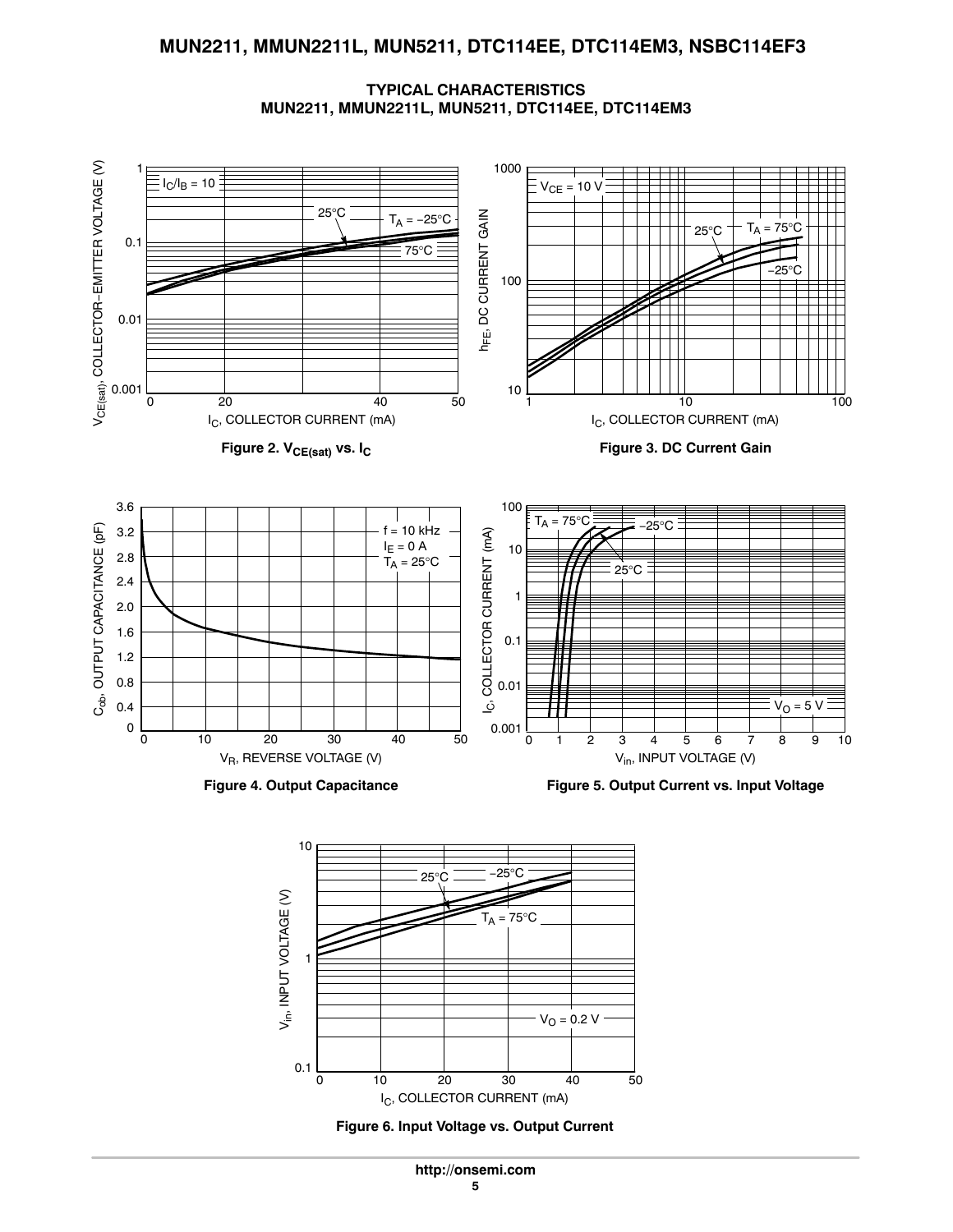## TYPICAL CHARACTERISTICS
## MUN2211, MMUN2211L, MUN5211, DTC114EE, DTC114EM3

**Figure 2. $V_{CE(sat)}$ vs. $I_C$**

**Figure 3. DC Current Gain**

**Figure 4. Output Capacitance**

**Figure 5. Output Current vs. Input Voltage**

**Figure 6. Input Voltage vs. Output Current**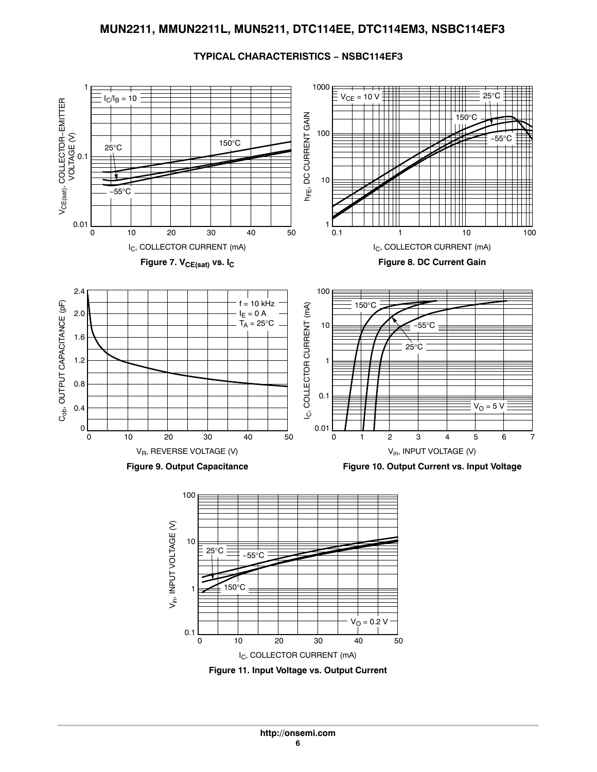## TYPICAL CHARACTERISTICS – NSBC114EF3

**Figure 7. $V_{CE(sat)}$ vs. $I_C$**

**Figure 8. DC Current Gain**

**Figure 9. Output Capacitance**

**Figure 10. Output Current vs. Input Voltage**

**Figure 11. Input Voltage vs. Output Current**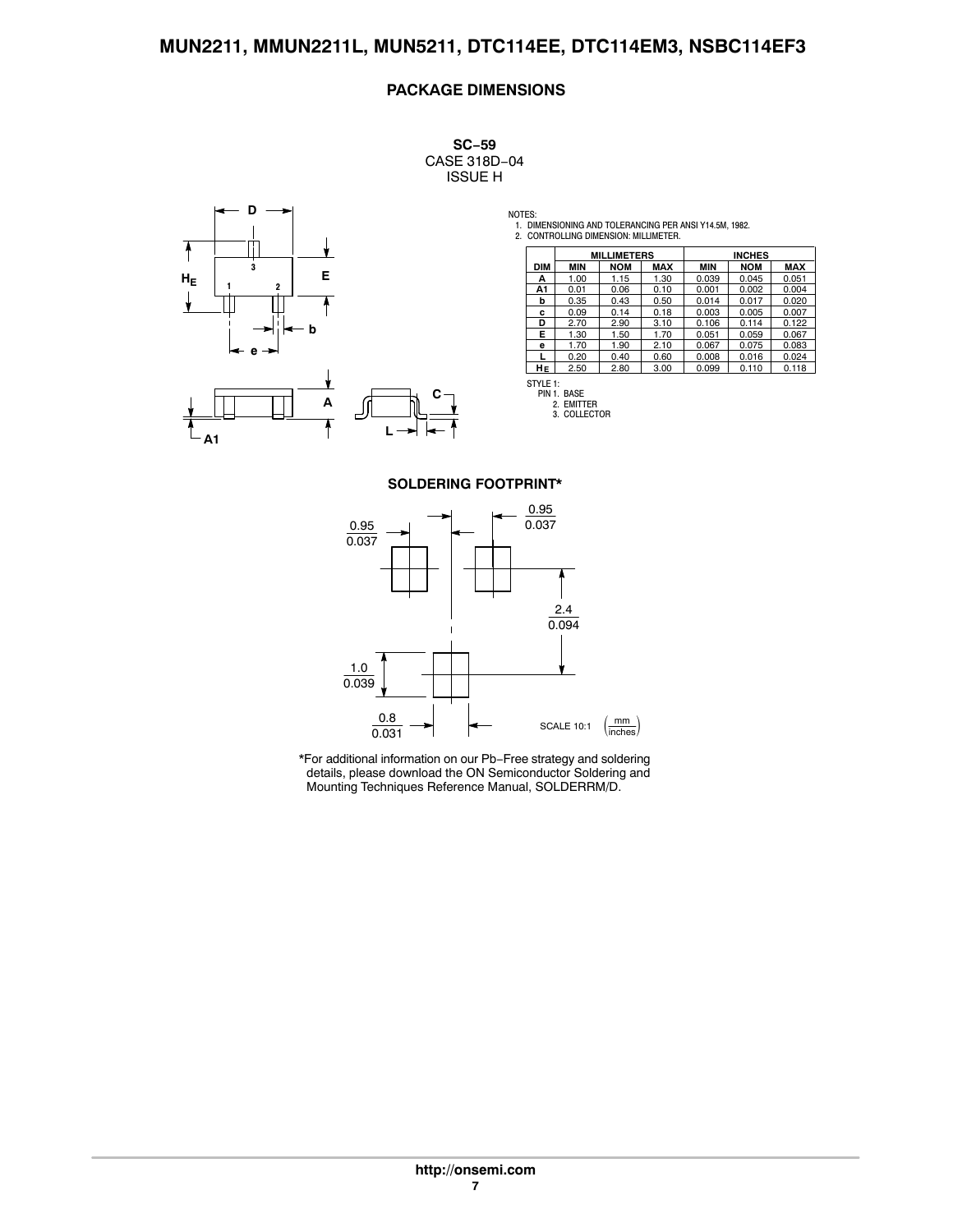## PACKAGE DIMENSIONS

**SC−59**
CASE 318D−04
ISSUE H

NOTES:
1. DIMENSIONING AND TOLERANCING PER ANSI Y14.5M, 1982.
2. CONTROLLING DIMENSION: MILLIMETER.

| DIM | MILLIMETERS | | | INCHES | | |
|---|---|---|---|---|---|---|
| | MIN | NOM | MAX | MIN | NOM | MAX |
| A | 1.00 | 1.15 | 1.30 | 0.039 | 0.045 | 0.051 |
| A1 | 0.01 | 0.06 | 0.10 | 0.001 | 0.002 | 0.004 |
| b | 0.35 | 0.43 | 0.50 | 0.014 | 0.017 | 0.020 |
| c | 0.09 | 0.14 | 0.18 | 0.003 | 0.005 | 0.007 |
| D | 2.70 | 2.90 | 3.10 | 0.106 | 0.114 | 0.122 |
| E | 1.30 | 1.50 | 1.70 | 0.051 | 0.059 | 0.067 |
| e | 1.70 | 1.90 | 2.10 | 0.067 | 0.075 | 0.083 |
| L | 0.20 | 0.40 | 0.60 | 0.008 | 0.016 | 0.024 |
| $H_E$ | 2.50 | 2.80 | 3.00 | 0.099 | 0.110 | 0.118 |

STYLE 1:
PIN 1. BASE
2. EMITTER
3. COLLECTOR

### SOLDERING FOOTPRINT*

SCALE 10:1 (mm / inches)

*For additional information on our Pb−Free strategy and soldering details, please download the ON Semiconductor Soldering and Mounting Techniques Reference Manual, SOLDERRM/D.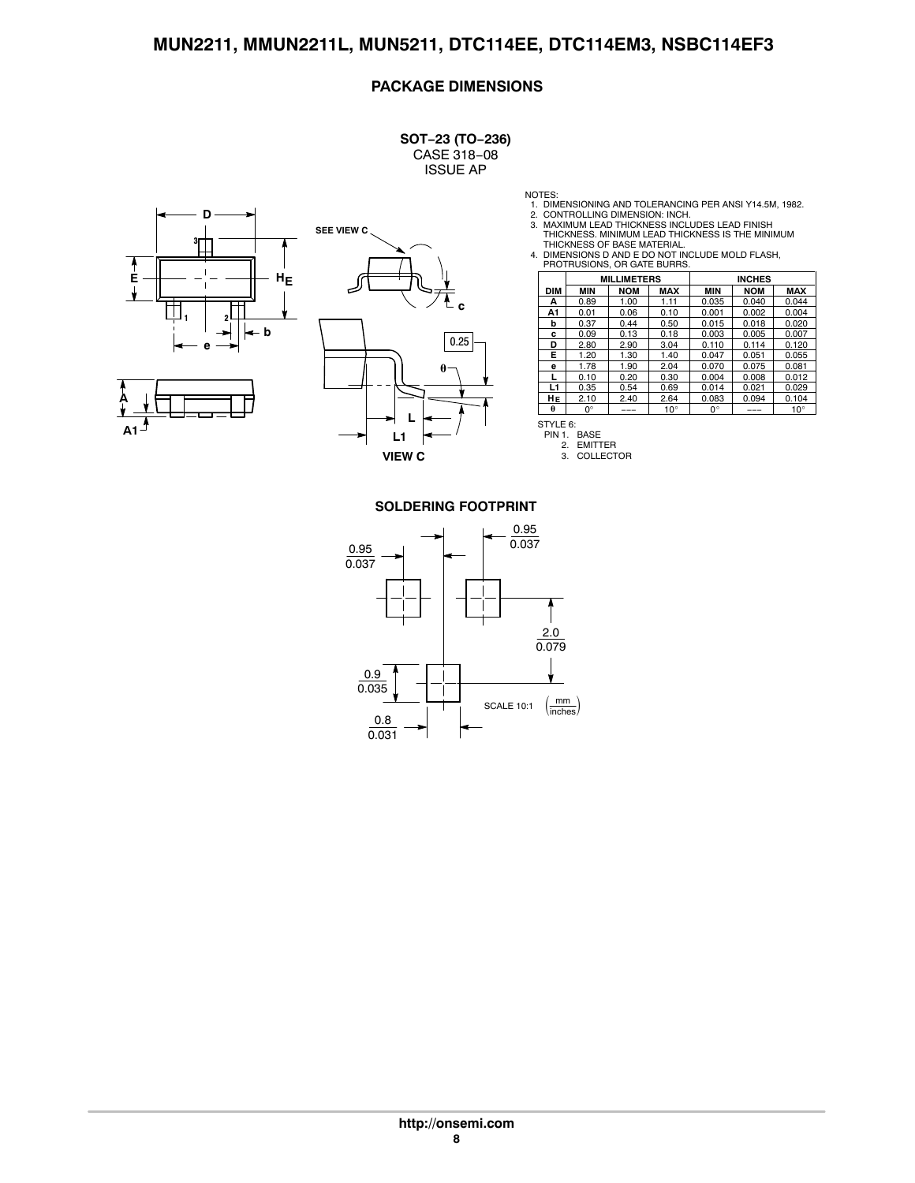## PACKAGE DIMENSIONS

**SOT−23 (TO−236)**
CASE 318−08
ISSUE AP

NOTES:
1. DIMENSIONING AND TOLERANCING PER ANSI Y14.5M, 1982.
2. CONTROLLING DIMENSION: INCH.
3. MAXIMUM LEAD THICKNESS INCLUDES LEAD FINISH THICKNESS. MINIMUM LEAD THICKNESS IS THE MINIMUM THICKNESS OF BASE MATERIAL.
4. DIMENSIONS D AND E DO NOT INCLUDE MOLD FLASH, PROTRUSIONS, OR GATE BURRS.

| | MILLIMETERS | | | INCHES | | |
|---|---|---|---|---|---|---|
| DIM | MIN | NOM | MAX | MIN | NOM | MAX |
| A | 0.89 | 1.00 | 1.11 | 0.035 | 0.040 | 0.044 |
| A1 | 0.01 | 0.06 | 0.10 | 0.001 | 0.002 | 0.004 |
| b | 0.37 | 0.44 | 0.50 | 0.015 | 0.018 | 0.020 |
| c | 0.09 | 0.13 | 0.18 | 0.003 | 0.005 | 0.007 |
| D | 2.80 | 2.90 | 3.04 | 0.110 | 0.114 | 0.120 |
| E | 1.20 | 1.30 | 1.40 | 0.047 | 0.051 | 0.055 |
| e | 1.78 | 1.90 | 2.04 | 0.070 | 0.075 | 0.081 |
| L | 0.10 | 0.20 | 0.30 | 0.004 | 0.008 | 0.012 |
| L1 | 0.35 | 0.54 | 0.69 | 0.014 | 0.021 | 0.029 |
| $H_E$ | 2.10 | 2.40 | 2.64 | 0.083 | 0.094 | 0.104 |
| θ | 0° | --- | 10° | 0° | --- | 10° |

STYLE 6:
PIN 1. BASE
2. EMITTER
3. COLLECTOR

## SOLDERING FOOTPRINT

SCALE 10:1 (mm / inches)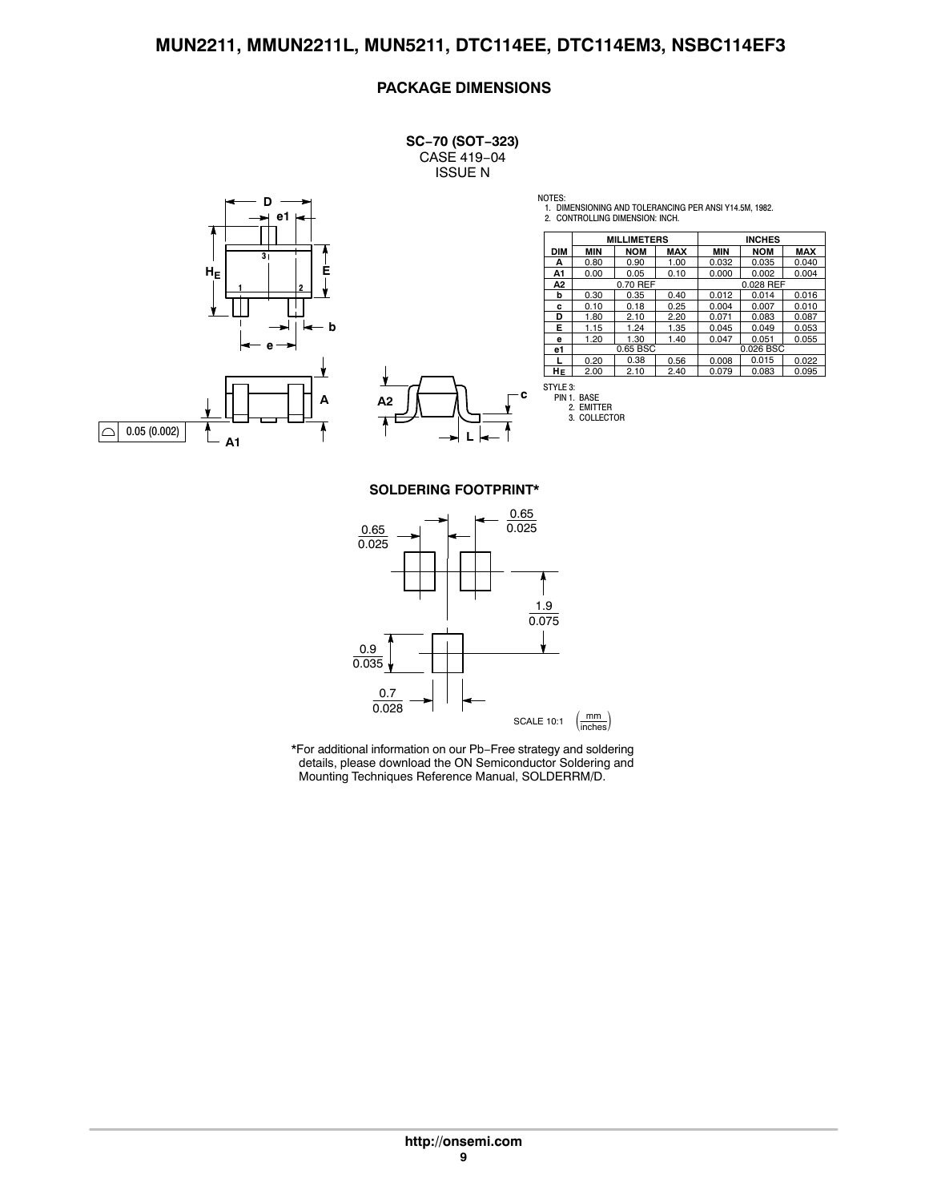## PACKAGE DIMENSIONS

**SC−70 (SOT−323)**
CASE 419−04
ISSUE N

NOTES:
1. DIMENSIONING AND TOLERANCING PER ANSI Y14.5M, 1982.
2. CONTROLLING DIMENSION: INCH.

| DIM | MILLIMETERS | | | INCHES | | |
|---|---|---|---|---|---|---|
| | MIN | NOM | MAX | MIN | NOM | MAX |
| A | 0.80 | 0.90 | 1.00 | 0.032 | 0.035 | 0.040 |
| A1 | 0.00 | 0.05 | 0.10 | 0.000 | 0.002 | 0.004 |
| A2 | | 0.70 REF | | | 0.028 REF | |
| b | 0.30 | 0.35 | 0.40 | 0.012 | 0.014 | 0.016 |
| c | 0.10 | 0.18 | 0.25 | 0.004 | 0.007 | 0.010 |
| D | 1.80 | 2.10 | 2.20 | 0.071 | 0.083 | 0.087 |
| E | 1.15 | 1.24 | 1.35 | 0.045 | 0.049 | 0.053 |
| e | 1.20 | 1.30 | 1.40 | 0.047 | 0.051 | 0.055 |
| e1 | | 0.65 BSC | | | 0.026 BSC | |
| L | 0.20 | 0.38 | 0.56 | 0.008 | 0.015 | 0.022 |
| $H_E$ | 2.00 | 2.10 | 2.40 | 0.079 | 0.083 | 0.095 |

STYLE 3:
PIN 1. BASE
2. EMITTER
3. COLLECTOR

0.05 (0.002)

### SOLDERING FOOTPRINT*

SCALE 10:1 (mm / inches)

0.65 / 0.025; 0.65 / 0.025; 1.9 / 0.075; 0.9 / 0.035; 0.7 / 0.028

*For additional information on our Pb−Free strategy and soldering details, please download the ON Semiconductor Soldering and Mounting Techniques Reference Manual, SOLDERRM/D.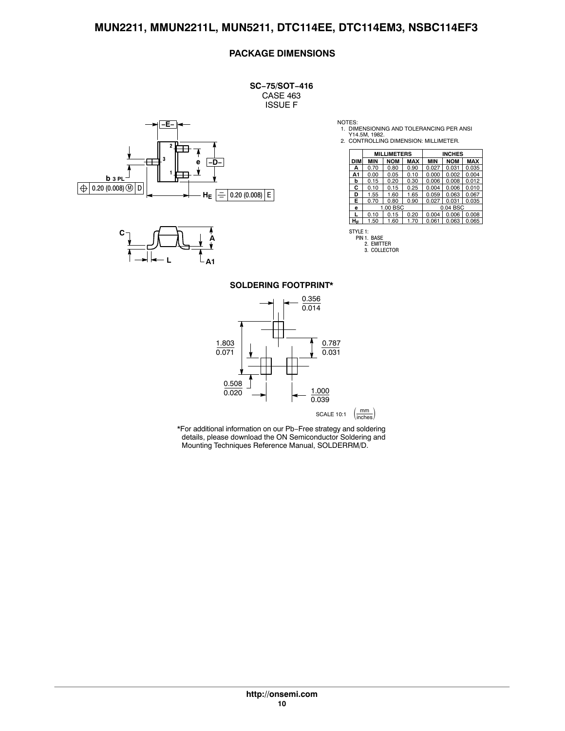## PACKAGE DIMENSIONS

**SC−75/SOT−416**
CASE 463
ISSUE F

NOTES:
1. DIMENSIONING AND TOLERANCING PER ANSI Y14.5M, 1982.
2. CONTROLLING DIMENSION: MILLIMETER.

| DIM | MILLIMETERS | | | INCHES | | |
|---|---|---|---|---|---|---|
| | MIN | NOM | MAX | MIN | NOM | MAX |
| A | 0.70 | 0.80 | 0.90 | 0.027 | 0.031 | 0.035 |
| A1 | 0.00 | 0.05 | 0.10 | 0.000 | 0.002 | 0.004 |
| b | 0.15 | 0.20 | 0.30 | 0.006 | 0.008 | 0.012 |
| C | 0.10 | 0.15 | 0.25 | 0.004 | 0.006 | 0.010 |
| D | 1.55 | 1.60 | 1.65 | 0.059 | 0.063 | 0.067 |
| E | 0.70 | 0.80 | 0.90 | 0.027 | 0.031 | 0.035 |
| e | 1.00 BSC | | | 0.04 BSC | | |
| L | 0.10 | 0.15 | 0.20 | 0.004 | 0.006 | 0.008 |
| $H_E$ | 1.50 | 1.60 | 1.70 | 0.061 | 0.063 | 0.065 |

STYLE 1:
PIN 1. BASE
2. EMITTER
3. COLLECTOR

**SOLDERING FOOTPRINT***

0.356 / 0.014
1.803 / 0.071
0.787 / 0.031
0.508 / 0.020
1.000 / 0.039

SCALE 10:1 (mm / inches)

*For additional information on our Pb−Free strategy and soldering details, please download the ON Semiconductor Soldering and Mounting Techniques Reference Manual, SOLDERRM/D.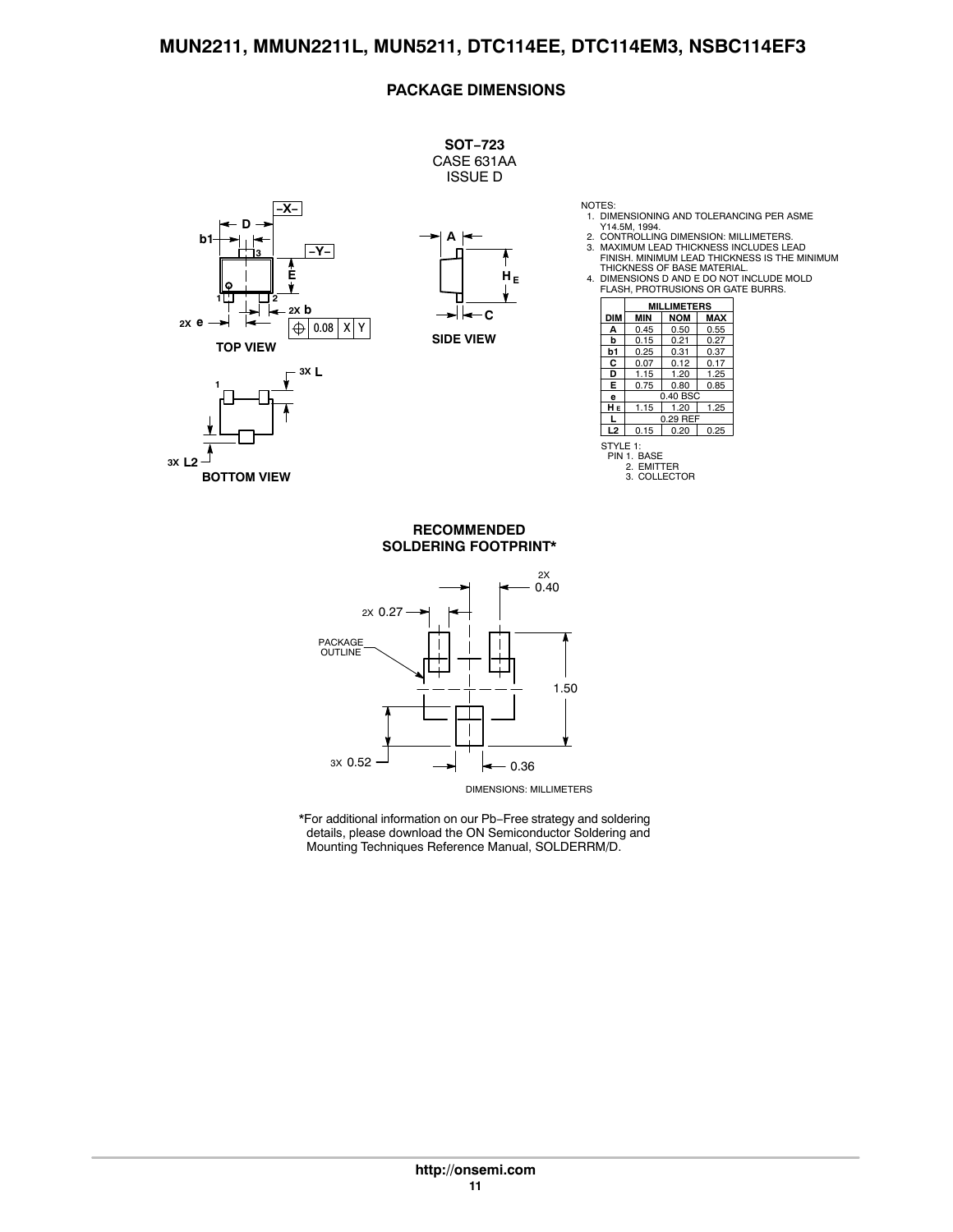## PACKAGE DIMENSIONS

**SOT−723**
CASE 631AA
ISSUE D

NOTES:
1. DIMENSIONING AND TOLERANCING PER ASME Y14.5M, 1994.
2. CONTROLLING DIMENSION: MILLIMETERS.
3. MAXIMUM LEAD THICKNESS INCLUDES LEAD FINISH. MINIMUM LEAD THICKNESS IS THE MINIMUM THICKNESS OF BASE MATERIAL.
4. DIMENSIONS D AND E DO NOT INCLUDE MOLD FLASH, PROTRUSIONS OR GATE BURRS.

| DIM | MILLIMETERS | | |
|---|---|---|---|
| | MIN | NOM | MAX |
| A | 0.45 | 0.50 | 0.55 |
| b | 0.15 | 0.21 | 0.27 |
| b1 | 0.25 | 0.31 | 0.37 |
| C | 0.07 | 0.12 | 0.17 |
| D | 1.15 | 1.20 | 1.25 |
| E | 0.75 | 0.80 | 0.85 |
| e | | 0.40 BSC | |
| $H_E$ | 1.15 | 1.20 | 1.25 |
| L | | 0.29 REF | |
| L2 | 0.15 | 0.20 | 0.25 |

STYLE 1:
PIN 1. BASE
2. EMITTER
3. COLLECTOR

TOP VIEW

SIDE VIEW

BOTTOM VIEW

### RECOMMENDED SOLDERING FOOTPRINT*

DIMENSIONS: MILLIMETERS

*For additional information on our Pb−Free strategy and soldering details, please download the ON Semiconductor Soldering and Mounting Techniques Reference Manual, SOLDERRM/D.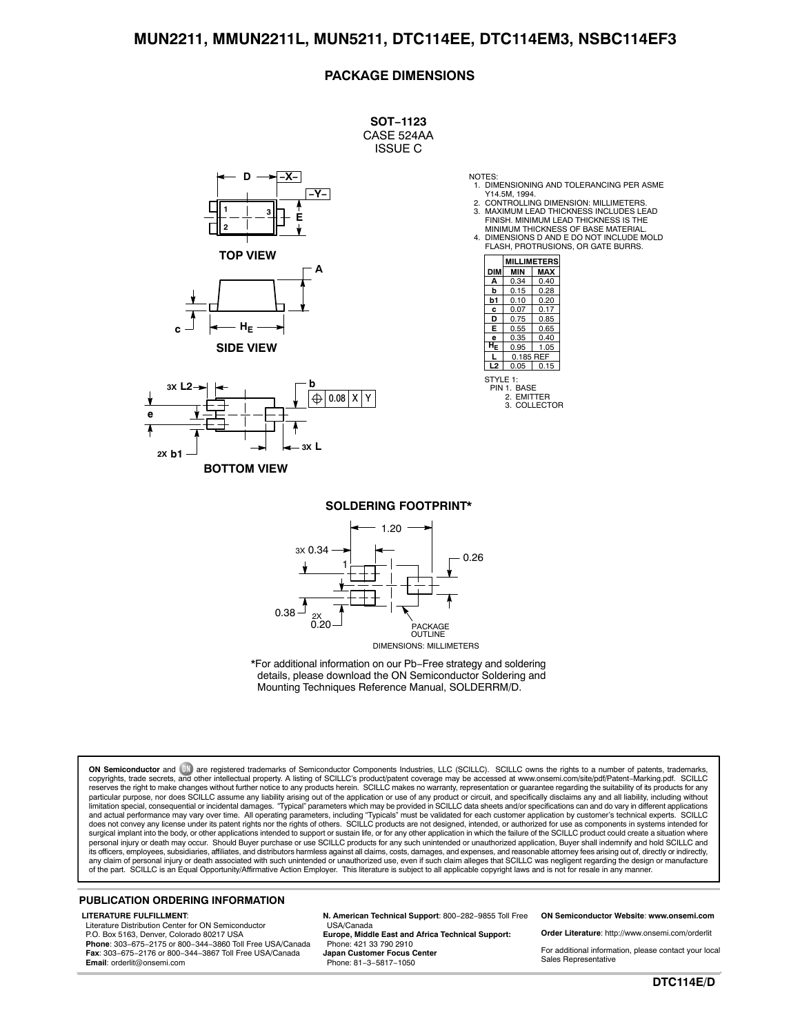## PACKAGE DIMENSIONS

**SOT−1123**
CASE 524AA
ISSUE C

TOP VIEW

SIDE VIEW

BOTTOM VIEW

NOTES:
1. DIMENSIONING AND TOLERANCING PER ASME Y14.5M, 1994.
2. CONTROLLING DIMENSION: MILLIMETERS.
3. MAXIMUM LEAD THICKNESS INCLUDES LEAD FINISH. MINIMUM LEAD THICKNESS IS THE MINIMUM THICKNESS OF BASE MATERIAL.
4. DIMENSIONS D AND E DO NOT INCLUDE MOLD FLASH, PROTRUSIONS, OR GATE BURRS.

| | MILLIMETERS | |
|---|---|---|
| DIM | MIN | MAX |
| A | 0.34 | 0.40 |
| b | 0.15 | 0.28 |
| b1 | 0.10 | 0.20 |
| c | 0.07 | 0.17 |
| D | 0.75 | 0.85 |
| E | 0.55 | 0.65 |
| e | 0.35 | 0.40 |
| $H_E$ | 0.95 | 1.05 |
| L | 0.185 REF | |
| L2 | 0.05 | 0.15 |

STYLE 1:
PIN 1. BASE
2. EMITTER
3. COLLECTOR

### SOLDERING FOOTPRINT*

1.20
3X 0.34
0.26
0.38
2X 0.20
PACKAGE OUTLINE
DIMENSIONS: MILLIMETERS

*For additional information on our Pb−Free strategy and soldering details, please download the ON Semiconductor Soldering and Mounting Techniques Reference Manual, SOLDERRM/D.

**ON Semiconductor** and are registered trademarks of Semiconductor Components Industries, LLC (SCILLC). SCILLC owns the rights to a number of patents, trademarks, copyrights, trade secrets, and other intellectual property. A listing of SCILLC's product/patent coverage may be accessed at www.onsemi.com/site/pdf/Patent−Marking.pdf. SCILLC reserves the right to make changes without further notice to any products herein. SCILLC makes no warranty, representation or guarantee regarding the suitability of its products for any particular purpose, nor does SCILLC assume any liability arising out of the application or use of any product or circuit, and specifically disclaims any and all liability, including without limitation special, consequential or incidental damages. "Typical" parameters which may be provided in SCILLC data sheets and/or specifications can and do vary in different applications and actual performance may vary over time. All operating parameters, including "Typicals" must be validated for each customer application by customer's technical experts. SCILLC does not convey any license under its patent rights nor the rights of others. SCILLC products are not designed, intended, or authorized for use as components in systems intended for surgical implant into the body, or other applications intended to support or sustain life, or for any other application in which the failure of the SCILLC product could create a situation where personal injury or death may occur. Should Buyer purchase or use SCILLC products for any such unintended or unauthorized application, Buyer shall indemnify and hold SCILLC and its officers, employees, subsidiaries, affiliates, and distributors harmless against all claims, costs, damages, and expenses, and reasonable attorney fees arising out of, directly or indirectly, any claim of personal injury or death associated with such unintended or unauthorized use, even if such claim alleges that SCILLC was negligent regarding the design or manufacture of the part. SCILLC is an Equal Opportunity/Affirmative Action Employer. This literature is subject to all applicable copyright laws and is not for resale in any manner.

### PUBLICATION ORDERING INFORMATION

**LITERATURE FULFILLMENT**:
Literature Distribution Center for ON Semiconductor
P.O. Box 5163, Denver, Colorado 80217 USA
**Phone**: 303−675−2175 or 800−344−3860 Toll Free USA/Canada
**Fax**: 303−675−2176 or 800−344−3867 Toll Free USA/Canada
**Email**: orderlit@onsemi.com

**N. American Technical Support**: 800−282−9855 Toll Free USA/Canada
**Europe, Middle East and Africa Technical Support:**
Phone: 421 33 790 2910
**Japan Customer Focus Center**
Phone: 81−3−5817−1050

**ON Semiconductor Website**: **www.onsemi.com**

**Order Literature**: http://www.onsemi.com/orderlit

For additional information, please contact your local Sales Representative

**DTC114E/D**